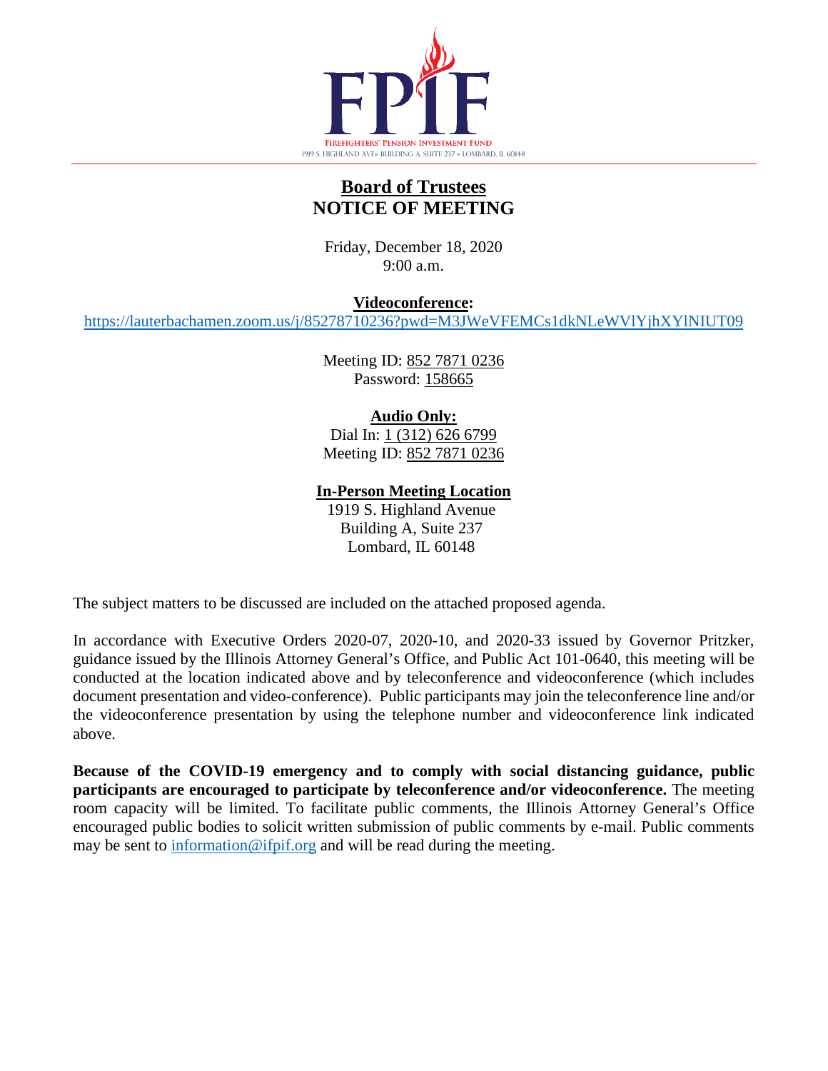# FPIF

**Firefighters' Pension Investment Fund**

1919 S. Highland Ave• Building A, Suite 237 • Lombard, IL 60148

---

## Board of Trustees
## NOTICE OF MEETING

Friday, December 18, 2020
9:00 a.m.

**Videoconference:**
https://lauterbachamen.zoom.us/j/85278710236?pwd=M3JWeVFEMCs1dkNLeWVlYjhXYlNIUT09

Meeting ID: 852 7871 0236
Password: 158665

**Audio Only:**
Dial In: 1 (312) 626 6799
Meeting ID: 852 7871 0236

**In-Person Meeting Location**
1919 S. Highland Avenue
Building A, Suite 237
Lombard, IL 60148

The subject matters to be discussed are included on the attached proposed agenda.

In accordance with Executive Orders 2020-07, 2020-10, and 2020-33 issued by Governor Pritzker, guidance issued by the Illinois Attorney General's Office, and Public Act 101-0640, this meeting will be conducted at the location indicated above and by teleconference and videoconference (which includes document presentation and video-conference). Public participants may join the teleconference line and/or the videoconference presentation by using the telephone number and videoconference link indicated above.

**Because of the COVID-19 emergency and to comply with social distancing guidance, public participants are encouraged to participate by teleconference and/or videoconference.** The meeting room capacity will be limited. To facilitate public comments, the Illinois Attorney General's Office encouraged public bodies to solicit written submission of public comments by e-mail. Public comments may be sent to information@ifpif.org and will be read during the meeting.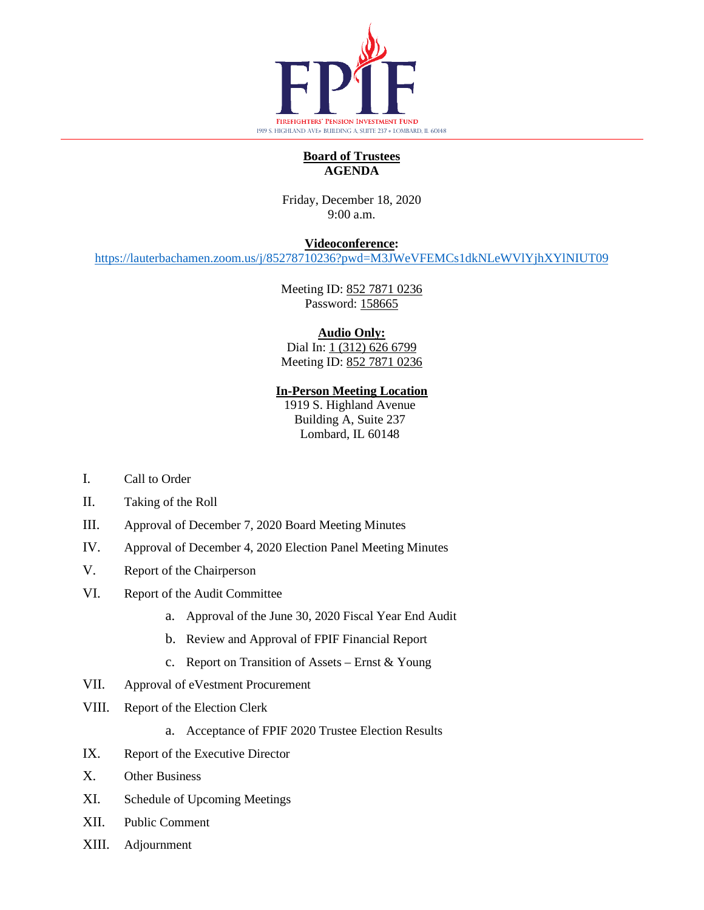FPIF

FIREFIGHTERS' PENSION INVESTMENT FUND

1919 S. HIGHLAND AVE• BUILDING A, SUITE 237 • LOMBARD, IL 60148

**Board of Trustees**
**AGENDA**

Friday, December 18, 2020
9:00 a.m.

**Videoconference:**
https://lauterbachamen.zoom.us/j/85278710236?pwd=M3JWeVFEMCs1dkNLeWVlYjhXYlNIUT09

Meeting ID: 852 7871 0236
Password: 158665

**Audio Only:**
Dial In: 1 (312) 626 6799
Meeting ID: 852 7871 0236

**In-Person Meeting Location**
1919 S. Highland Avenue
Building A, Suite 237
Lombard, IL 60148

I. Call to Order

II. Taking of the Roll

III. Approval of December 7, 2020 Board Meeting Minutes

IV. Approval of December 4, 2020 Election Panel Meeting Minutes

V. Report of the Chairperson

VI. Report of the Audit Committee

   a. Approval of the June 30, 2020 Fiscal Year End Audit

   b. Review and Approval of FPIF Financial Report

   c. Report on Transition of Assets – Ernst & Young

VII. Approval of eVestment Procurement

VIII. Report of the Election Clerk

   a. Acceptance of FPIF 2020 Trustee Election Results

IX. Report of the Executive Director

X. Other Business

XI. Schedule of Upcoming Meetings

XII. Public Comment

XIII. Adjournment